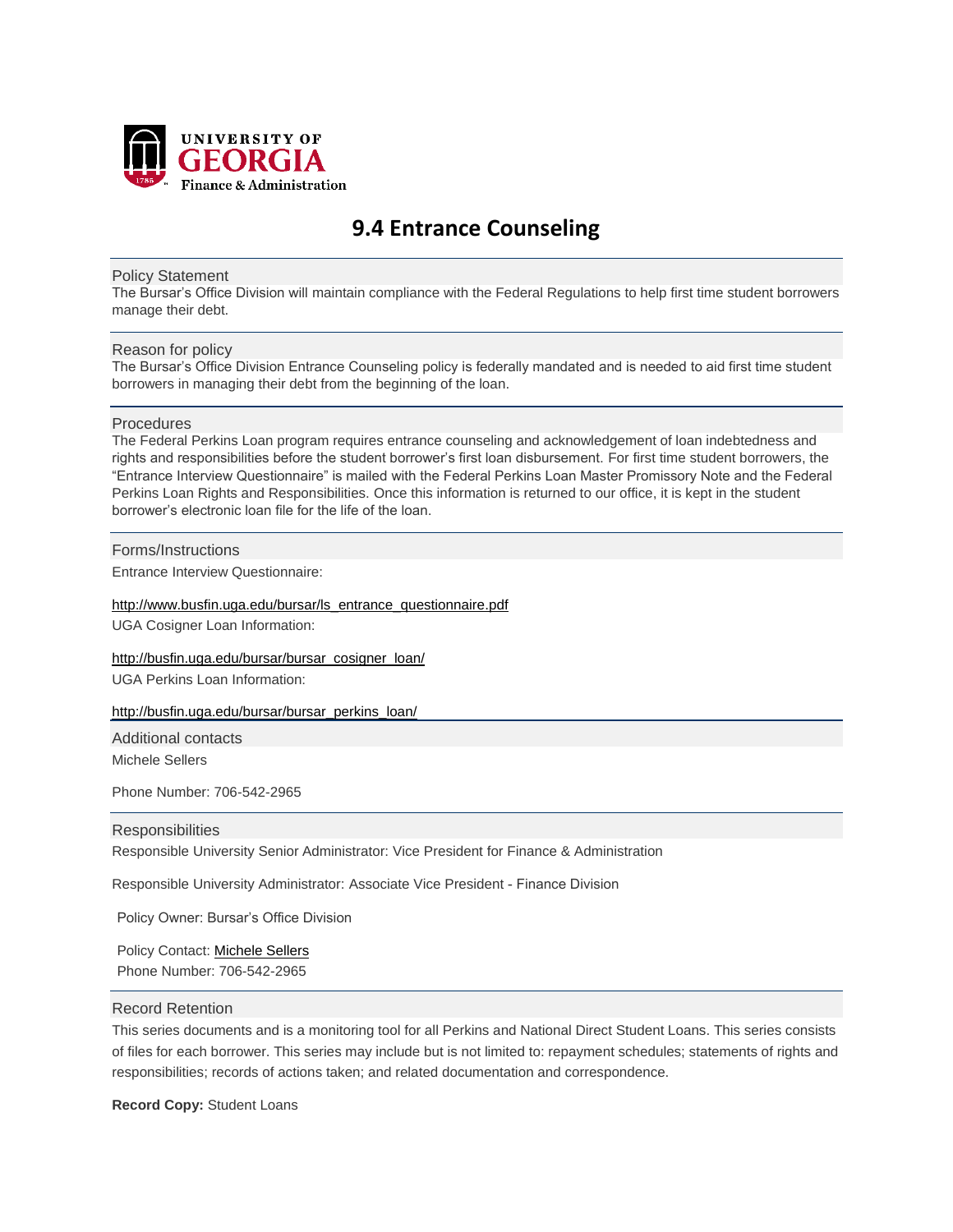UNIVERSITY OF GEORGIA
Finance & Administration

# 9.4 Entrance Counseling

## Policy Statement

The Bursar's Office Division will maintain compliance with the Federal Regulations to help first time student borrowers manage their debt.

## Reason for policy

The Bursar's Office Division Entrance Counseling policy is federally mandated and is needed to aid first time student borrowers in managing their debt from the beginning of the loan.

## Procedures

The Federal Perkins Loan program requires entrance counseling and acknowledgement of loan indebtedness and rights and responsibilities before the student borrower's first loan disbursement. For first time student borrowers, the "Entrance Interview Questionnaire" is mailed with the Federal Perkins Loan Master Promissory Note and the Federal Perkins Loan Rights and Responsibilities. Once this information is returned to our office, it is kept in the student borrower's electronic loan file for the life of the loan.

## Forms/Instructions

Entrance Interview Questionnaire:

http://www.busfin.uga.edu/bursar/ls_entrance_questionnaire.pdf

UGA Cosigner Loan Information:

http://busfin.uga.edu/bursar/bursar_cosigner_loan/

UGA Perkins Loan Information:

http://busfin.uga.edu/bursar/bursar_perkins_loan/

## Additional contacts

Michele Sellers

Phone Number: 706-542-2965

## Responsibilities

Responsible University Senior Administrator: Vice President for Finance & Administration

Responsible University Administrator: Associate Vice President - Finance Division

Policy Owner: Bursar's Office Division

Policy Contact: Michele Sellers
Phone Number: 706-542-2965

## Record Retention

This series documents and is a monitoring tool for all Perkins and National Direct Student Loans. This series consists of files for each borrower. This series may include but is not limited to: repayment schedules; statements of rights and responsibilities; records of actions taken; and related documentation and correspondence.

**Record Copy:** Student Loans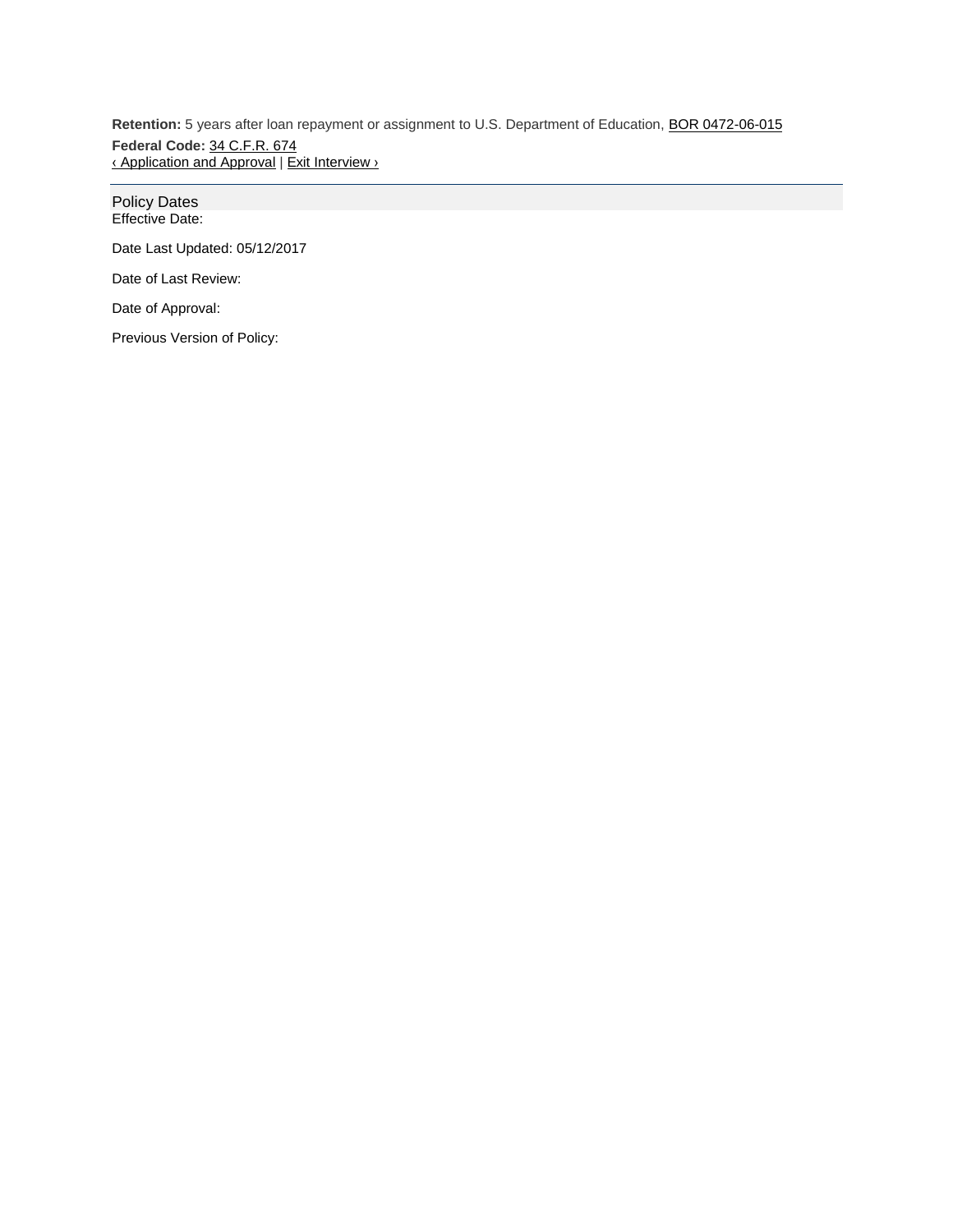**Retention:** 5 years after loan repayment or assignment to U.S. Department of Education, BOR 0472-06-015

**Federal Code:** 34 C.F.R. 674

‹ Application and Approval | Exit Interview ›

## Policy Dates

Effective Date:

Date Last Updated: 05/12/2017

Date of Last Review:

Date of Approval:

Previous Version of Policy: